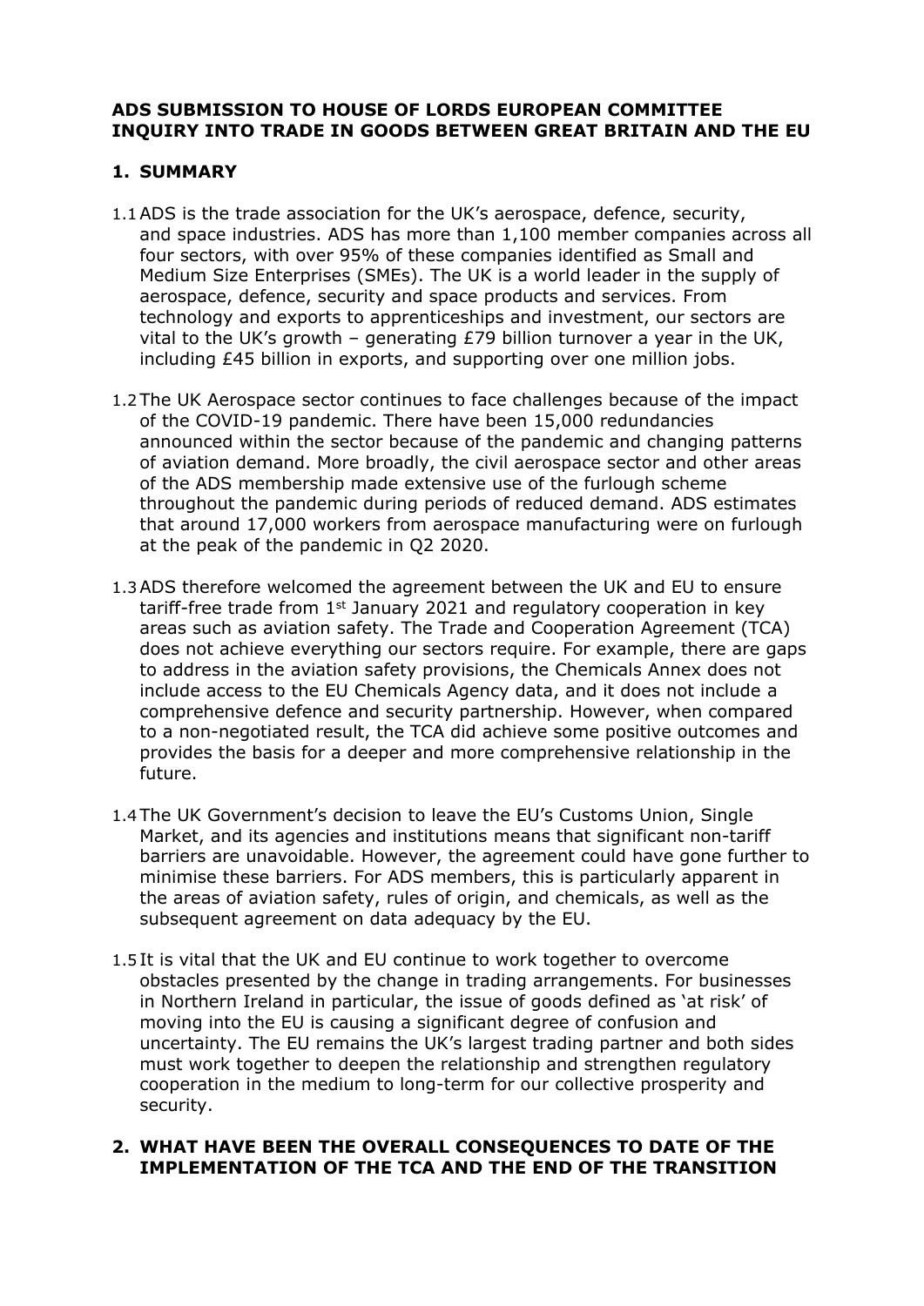**ADS SUBMISSION TO HOUSE OF LORDS EUROPEAN COMMITTEE INQUIRY INTO TRADE IN GOODS BETWEEN GREAT BRITAIN AND THE EU**

## 1. SUMMARY

1.1 ADS is the trade association for the UK's aerospace, defence, security, and space industries. ADS has more than 1,100 member companies across all four sectors, with over 95% of these companies identified as Small and Medium Size Enterprises (SMEs). The UK is a world leader in the supply of aerospace, defence, security and space products and services. From technology and exports to apprenticeships and investment, our sectors are vital to the UK's growth – generating £79 billion turnover a year in the UK, including £45 billion in exports, and supporting over one million jobs.

1.2 The UK Aerospace sector continues to face challenges because of the impact of the COVID-19 pandemic. There have been 15,000 redundancies announced within the sector because of the pandemic and changing patterns of aviation demand. More broadly, the civil aerospace sector and other areas of the ADS membership made extensive use of the furlough scheme throughout the pandemic during periods of reduced demand. ADS estimates that around 17,000 workers from aerospace manufacturing were on furlough at the peak of the pandemic in Q2 2020.

1.3 ADS therefore welcomed the agreement between the UK and EU to ensure tariff-free trade from 1st January 2021 and regulatory cooperation in key areas such as aviation safety. The Trade and Cooperation Agreement (TCA) does not achieve everything our sectors require. For example, there are gaps to address in the aviation safety provisions, the Chemicals Annex does not include access to the EU Chemicals Agency data, and it does not include a comprehensive defence and security partnership. However, when compared to a non-negotiated result, the TCA did achieve some positive outcomes and provides the basis for a deeper and more comprehensive relationship in the future.

1.4 The UK Government's decision to leave the EU's Customs Union, Single Market, and its agencies and institutions means that significant non-tariff barriers are unavoidable. However, the agreement could have gone further to minimise these barriers. For ADS members, this is particularly apparent in the areas of aviation safety, rules of origin, and chemicals, as well as the subsequent agreement on data adequacy by the EU.

1.5 It is vital that the UK and EU continue to work together to overcome obstacles presented by the change in trading arrangements. For businesses in Northern Ireland in particular, the issue of goods defined as 'at risk' of moving into the EU is causing a significant degree of confusion and uncertainty. The EU remains the UK's largest trading partner and both sides must work together to deepen the relationship and strengthen regulatory cooperation in the medium to long-term for our collective prosperity and security.

## 2. WHAT HAVE BEEN THE OVERALL CONSEQUENCES TO DATE OF THE IMPLEMENTATION OF THE TCA AND THE END OF THE TRANSITION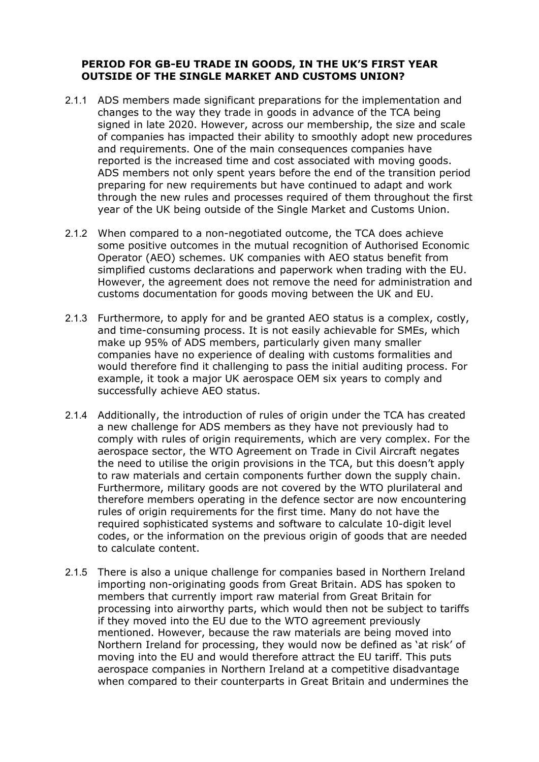**PERIOD FOR GB-EU TRADE IN GOODS, IN THE UK'S FIRST YEAR OUTSIDE OF THE SINGLE MARKET AND CUSTOMS UNION?**

2.1.1 ADS members made significant preparations for the implementation and changes to the way they trade in goods in advance of the TCA being signed in late 2020. However, across our membership, the size and scale of companies has impacted their ability to smoothly adopt new procedures and requirements. One of the main consequences companies have reported is the increased time and cost associated with moving goods. ADS members not only spent years before the end of the transition period preparing for new requirements but have continued to adapt and work through the new rules and processes required of them throughout the first year of the UK being outside of the Single Market and Customs Union.

2.1.2 When compared to a non-negotiated outcome, the TCA does achieve some positive outcomes in the mutual recognition of Authorised Economic Operator (AEO) schemes. UK companies with AEO status benefit from simplified customs declarations and paperwork when trading with the EU. However, the agreement does not remove the need for administration and customs documentation for goods moving between the UK and EU.

2.1.3 Furthermore, to apply for and be granted AEO status is a complex, costly, and time-consuming process. It is not easily achievable for SMEs, which make up 95% of ADS members, particularly given many smaller companies have no experience of dealing with customs formalities and would therefore find it challenging to pass the initial auditing process. For example, it took a major UK aerospace OEM six years to comply and successfully achieve AEO status.

2.1.4 Additionally, the introduction of rules of origin under the TCA has created a new challenge for ADS members as they have not previously had to comply with rules of origin requirements, which are very complex. For the aerospace sector, the WTO Agreement on Trade in Civil Aircraft negates the need to utilise the origin provisions in the TCA, but this doesn't apply to raw materials and certain components further down the supply chain. Furthermore, military goods are not covered by the WTO plurilateral and therefore members operating in the defence sector are now encountering rules of origin requirements for the first time. Many do not have the required sophisticated systems and software to calculate 10-digit level codes, or the information on the previous origin of goods that are needed to calculate content.

2.1.5 There is also a unique challenge for companies based in Northern Ireland importing non-originating goods from Great Britain. ADS has spoken to members that currently import raw material from Great Britain for processing into airworthy parts, which would then not be subject to tariffs if they moved into the EU due to the WTO agreement previously mentioned. However, because the raw materials are being moved into Northern Ireland for processing, they would now be defined as 'at risk' of moving into the EU and would therefore attract the EU tariff. This puts aerospace companies in Northern Ireland at a competitive disadvantage when compared to their counterparts in Great Britain and undermines the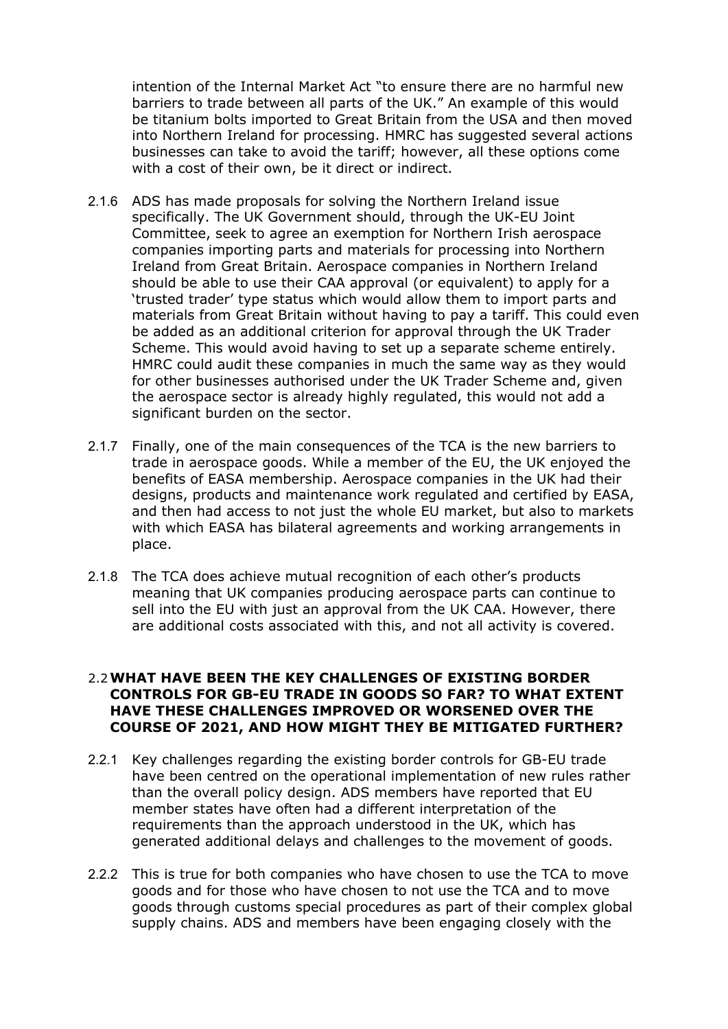intention of the Internal Market Act "to ensure there are no harmful new barriers to trade between all parts of the UK." An example of this would be titanium bolts imported to Great Britain from the USA and then moved into Northern Ireland for processing. HMRC has suggested several actions businesses can take to avoid the tariff; however, all these options come with a cost of their own, be it direct or indirect.

2.1.6 ADS has made proposals for solving the Northern Ireland issue specifically. The UK Government should, through the UK-EU Joint Committee, seek to agree an exemption for Northern Irish aerospace companies importing parts and materials for processing into Northern Ireland from Great Britain. Aerospace companies in Northern Ireland should be able to use their CAA approval (or equivalent) to apply for a 'trusted trader' type status which would allow them to import parts and materials from Great Britain without having to pay a tariff. This could even be added as an additional criterion for approval through the UK Trader Scheme. This would avoid having to set up a separate scheme entirely. HMRC could audit these companies in much the same way as they would for other businesses authorised under the UK Trader Scheme and, given the aerospace sector is already highly regulated, this would not add a significant burden on the sector.

2.1.7 Finally, one of the main consequences of the TCA is the new barriers to trade in aerospace goods. While a member of the EU, the UK enjoyed the benefits of EASA membership. Aerospace companies in the UK had their designs, products and maintenance work regulated and certified by EASA, and then had access to not just the whole EU market, but also to markets with which EASA has bilateral agreements and working arrangements in place.

2.1.8 The TCA does achieve mutual recognition of each other's products meaning that UK companies producing aerospace parts can continue to sell into the EU with just an approval from the UK CAA. However, there are additional costs associated with this, and not all activity is covered.

## 2.2 WHAT HAVE BEEN THE KEY CHALLENGES OF EXISTING BORDER CONTROLS FOR GB-EU TRADE IN GOODS SO FAR? TO WHAT EXTENT HAVE THESE CHALLENGES IMPROVED OR WORSENED OVER THE COURSE OF 2021, AND HOW MIGHT THEY BE MITIGATED FURTHER?

2.2.1 Key challenges regarding the existing border controls for GB-EU trade have been centred on the operational implementation of new rules rather than the overall policy design. ADS members have reported that EU member states have often had a different interpretation of the requirements than the approach understood in the UK, which has generated additional delays and challenges to the movement of goods.

2.2.2 This is true for both companies who have chosen to use the TCA to move goods and for those who have chosen to not use the TCA and to move goods through customs special procedures as part of their complex global supply chains. ADS and members have been engaging closely with the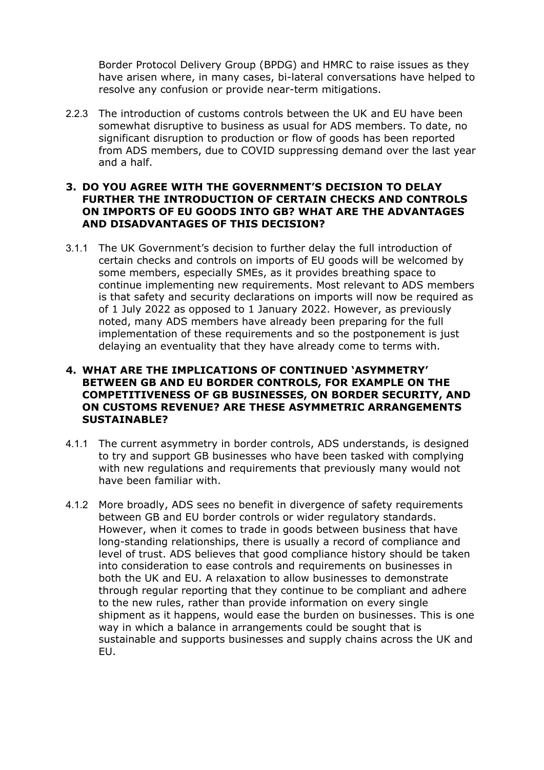Border Protocol Delivery Group (BPDG) and HMRC to raise issues as they have arisen where, in many cases, bi-lateral conversations have helped to resolve any confusion or provide near-term mitigations.

2.2.3 The introduction of customs controls between the UK and EU have been somewhat disruptive to business as usual for ADS members. To date, no significant disruption to production or flow of goods has been reported from ADS members, due to COVID suppressing demand over the last year and a half.

### 3. DO YOU AGREE WITH THE GOVERNMENT'S DECISION TO DELAY FURTHER THE INTRODUCTION OF CERTAIN CHECKS AND CONTROLS ON IMPORTS OF EU GOODS INTO GB? WHAT ARE THE ADVANTAGES AND DISADVANTAGES OF THIS DECISION?

3.1.1 The UK Government's decision to further delay the full introduction of certain checks and controls on imports of EU goods will be welcomed by some members, especially SMEs, as it provides breathing space to continue implementing new requirements. Most relevant to ADS members is that safety and security declarations on imports will now be required as of 1 July 2022 as opposed to 1 January 2022. However, as previously noted, many ADS members have already been preparing for the full implementation of these requirements and so the postponement is just delaying an eventuality that they have already come to terms with.

### 4. WHAT ARE THE IMPLICATIONS OF CONTINUED 'ASYMMETRY' BETWEEN GB AND EU BORDER CONTROLS, FOR EXAMPLE ON THE COMPETITIVENESS OF GB BUSINESSES, ON BORDER SECURITY, AND ON CUSTOMS REVENUE? ARE THESE ASYMMETRIC ARRANGEMENTS SUSTAINABLE?

4.1.1 The current asymmetry in border controls, ADS understands, is designed to try and support GB businesses who have been tasked with complying with new regulations and requirements that previously many would not have been familiar with.

4.1.2 More broadly, ADS sees no benefit in divergence of safety requirements between GB and EU border controls or wider regulatory standards. However, when it comes to trade in goods between business that have long-standing relationships, there is usually a record of compliance and level of trust. ADS believes that good compliance history should be taken into consideration to ease controls and requirements on businesses in both the UK and EU. A relaxation to allow businesses to demonstrate through regular reporting that they continue to be compliant and adhere to the new rules, rather than provide information on every single shipment as it happens, would ease the burden on businesses. This is one way in which a balance in arrangements could be sought that is sustainable and supports businesses and supply chains across the UK and EU.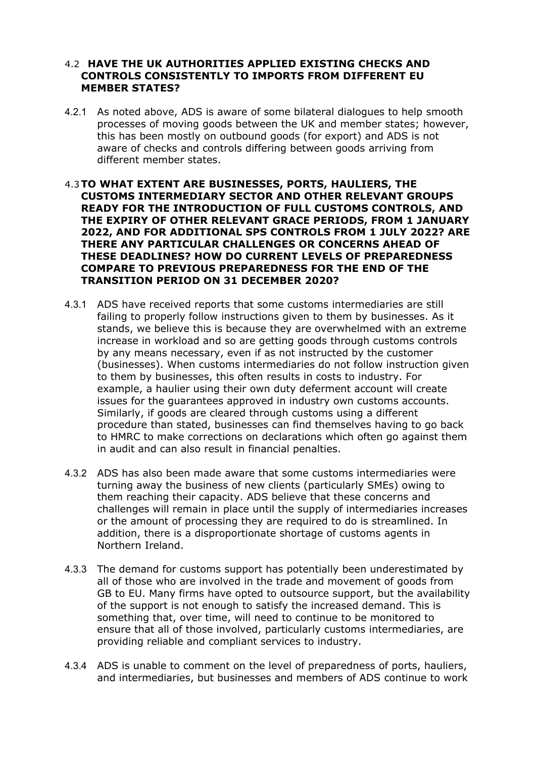### 4.2 HAVE THE UK AUTHORITIES APPLIED EXISTING CHECKS AND CONTROLS CONSISTENTLY TO IMPORTS FROM DIFFERENT EU MEMBER STATES?

4.2.1 As noted above, ADS is aware of some bilateral dialogues to help smooth processes of moving goods between the UK and member states; however, this has been mostly on outbound goods (for export) and ADS is not aware of checks and controls differing between goods arriving from different member states.

### 4.3 TO WHAT EXTENT ARE BUSINESSES, PORTS, HAULIERS, THE CUSTOMS INTERMEDIARY SECTOR AND OTHER RELEVANT GROUPS READY FOR THE INTRODUCTION OF FULL CUSTOMS CONTROLS, AND THE EXPIRY OF OTHER RELEVANT GRACE PERIODS, FROM 1 JANUARY 2022, AND FOR ADDITIONAL SPS CONTROLS FROM 1 JULY 2022? ARE THERE ANY PARTICULAR CHALLENGES OR CONCERNS AHEAD OF THESE DEADLINES? HOW DO CURRENT LEVELS OF PREPAREDNESS COMPARE TO PREVIOUS PREPAREDNESS FOR THE END OF THE TRANSITION PERIOD ON 31 DECEMBER 2020?

4.3.1 ADS have received reports that some customs intermediaries are still failing to properly follow instructions given to them by businesses. As it stands, we believe this is because they are overwhelmed with an extreme increase in workload and so are getting goods through customs controls by any means necessary, even if as not instructed by the customer (businesses). When customs intermediaries do not follow instruction given to them by businesses, this often results in costs to industry. For example, a haulier using their own duty deferment account will create issues for the guarantees approved in industry own customs accounts. Similarly, if goods are cleared through customs using a different procedure than stated, businesses can find themselves having to go back to HMRC to make corrections on declarations which often go against them in audit and can also result in financial penalties.

4.3.2 ADS has also been made aware that some customs intermediaries were turning away the business of new clients (particularly SMEs) owing to them reaching their capacity. ADS believe that these concerns and challenges will remain in place until the supply of intermediaries increases or the amount of processing they are required to do is streamlined. In addition, there is a disproportionate shortage of customs agents in Northern Ireland.

4.3.3 The demand for customs support has potentially been underestimated by all of those who are involved in the trade and movement of goods from GB to EU. Many firms have opted to outsource support, but the availability of the support is not enough to satisfy the increased demand. This is something that, over time, will need to continue to be monitored to ensure that all of those involved, particularly customs intermediaries, are providing reliable and compliant services to industry.

4.3.4 ADS is unable to comment on the level of preparedness of ports, hauliers, and intermediaries, but businesses and members of ADS continue to work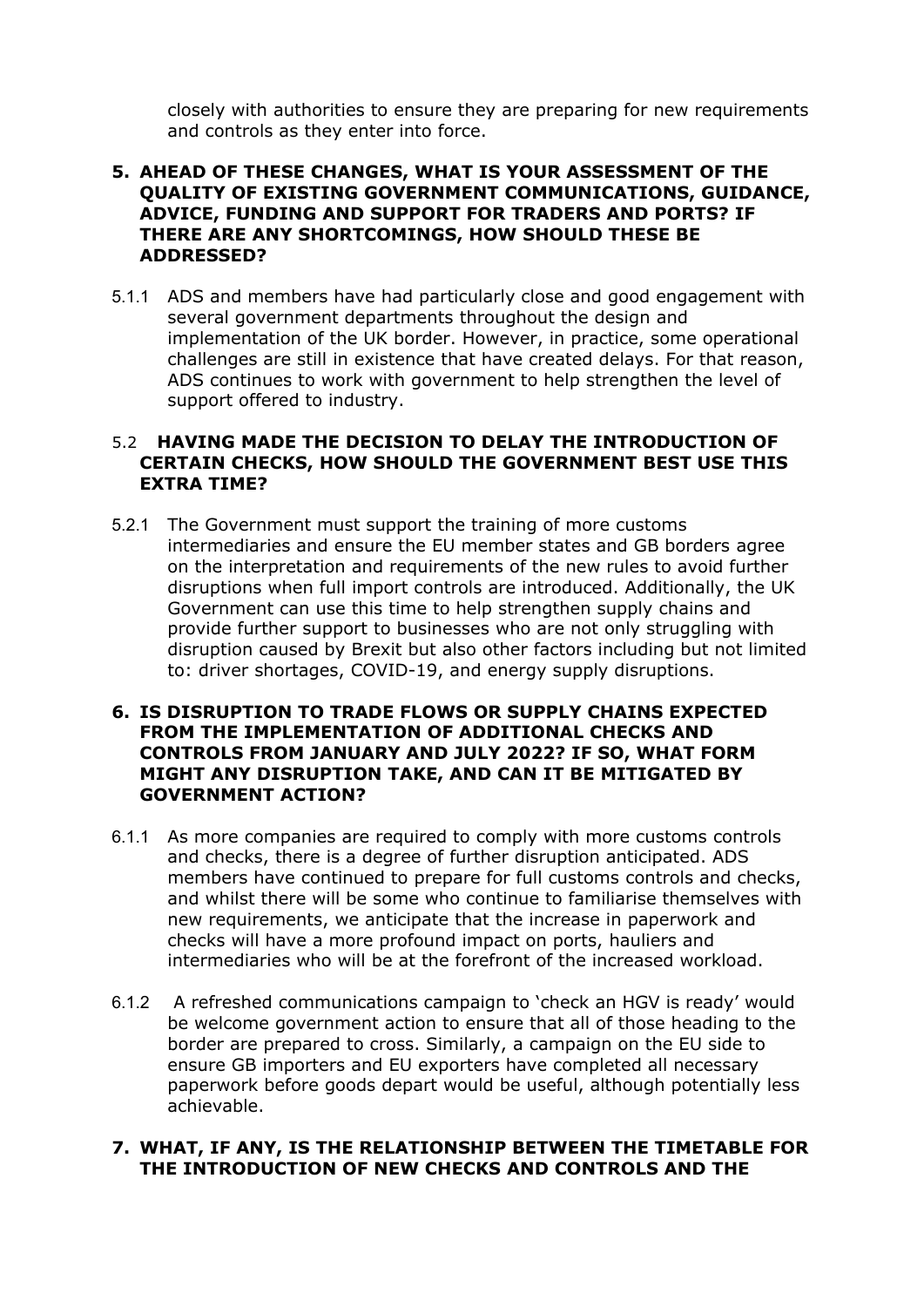closely with authorities to ensure they are preparing for new requirements and controls as they enter into force.

## 5. AHEAD OF THESE CHANGES, WHAT IS YOUR ASSESSMENT OF THE QUALITY OF EXISTING GOVERNMENT COMMUNICATIONS, GUIDANCE, ADVICE, FUNDING AND SUPPORT FOR TRADERS AND PORTS? IF THERE ARE ANY SHORTCOMINGS, HOW SHOULD THESE BE ADDRESSED?

5.1.1 ADS and members have had particularly close and good engagement with several government departments throughout the design and implementation of the UK border. However, in practice, some operational challenges are still in existence that have created delays. For that reason, ADS continues to work with government to help strengthen the level of support offered to industry.

### 5.2 HAVING MADE THE DECISION TO DELAY THE INTRODUCTION OF CERTAIN CHECKS, HOW SHOULD THE GOVERNMENT BEST USE THIS EXTRA TIME?

5.2.1 The Government must support the training of more customs intermediaries and ensure the EU member states and GB borders agree on the interpretation and requirements of the new rules to avoid further disruptions when full import controls are introduced. Additionally, the UK Government can use this time to help strengthen supply chains and provide further support to businesses who are not only struggling with disruption caused by Brexit but also other factors including but not limited to: driver shortages, COVID-19, and energy supply disruptions.

## 6. IS DISRUPTION TO TRADE FLOWS OR SUPPLY CHAINS EXPECTED FROM THE IMPLEMENTATION OF ADDITIONAL CHECKS AND CONTROLS FROM JANUARY AND JULY 2022? IF SO, WHAT FORM MIGHT ANY DISRUPTION TAKE, AND CAN IT BE MITIGATED BY GOVERNMENT ACTION?

6.1.1 As more companies are required to comply with more customs controls and checks, there is a degree of further disruption anticipated. ADS members have continued to prepare for full customs controls and checks, and whilst there will be some who continue to familiarise themselves with new requirements, we anticipate that the increase in paperwork and checks will have a more profound impact on ports, hauliers and intermediaries who will be at the forefront of the increased workload.

6.1.2 A refreshed communications campaign to 'check an HGV is ready' would be welcome government action to ensure that all of those heading to the border are prepared to cross. Similarly, a campaign on the EU side to ensure GB importers and EU exporters have completed all necessary paperwork before goods depart would be useful, although potentially less achievable.

## 7. WHAT, IF ANY, IS THE RELATIONSHIP BETWEEN THE TIMETABLE FOR THE INTRODUCTION OF NEW CHECKS AND CONTROLS AND THE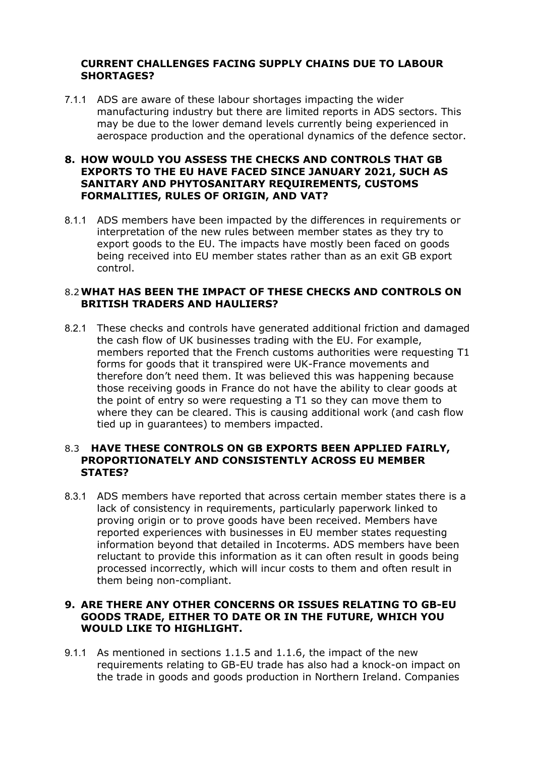## CURRENT CHALLENGES FACING SUPPLY CHAINS DUE TO LABOUR SHORTAGES?

7.1.1 ADS are aware of these labour shortages impacting the wider manufacturing industry but there are limited reports in ADS sectors. This may be due to the lower demand levels currently being experienced in aerospace production and the operational dynamics of the defence sector.

## 8. HOW WOULD YOU ASSESS THE CHECKS AND CONTROLS THAT GB EXPORTS TO THE EU HAVE FACED SINCE JANUARY 2021, SUCH AS SANITARY AND PHYTOSANITARY REQUIREMENTS, CUSTOMS FORMALITIES, RULES OF ORIGIN, AND VAT?

8.1.1 ADS members have been impacted by the differences in requirements or interpretation of the new rules between member states as they try to export goods to the EU. The impacts have mostly been faced on goods being received into EU member states rather than as an exit GB export control.

### 8.2 WHAT HAS BEEN THE IMPACT OF THESE CHECKS AND CONTROLS ON BRITISH TRADERS AND HAULIERS?

8.2.1 These checks and controls have generated additional friction and damaged the cash flow of UK businesses trading with the EU. For example, members reported that the French customs authorities were requesting T1 forms for goods that it transpired were UK-France movements and therefore don't need them. It was believed this was happening because those receiving goods in France do not have the ability to clear goods at the point of entry so were requesting a T1 so they can move them to where they can be cleared. This is causing additional work (and cash flow tied up in guarantees) to members impacted.

### 8.3 HAVE THESE CONTROLS ON GB EXPORTS BEEN APPLIED FAIRLY, PROPORTIONATELY AND CONSISTENTLY ACROSS EU MEMBER STATES?

8.3.1 ADS members have reported that across certain member states there is a lack of consistency in requirements, particularly paperwork linked to proving origin or to prove goods have been received. Members have reported experiences with businesses in EU member states requesting information beyond that detailed in Incoterms. ADS members have been reluctant to provide this information as it can often result in goods being processed incorrectly, which will incur costs to them and often result in them being non-compliant.

## 9. ARE THERE ANY OTHER CONCERNS OR ISSUES RELATING TO GB-EU GOODS TRADE, EITHER TO DATE OR IN THE FUTURE, WHICH YOU WOULD LIKE TO HIGHLIGHT.

9.1.1 As mentioned in sections 1.1.5 and 1.1.6, the impact of the new requirements relating to GB-EU trade has also had a knock-on impact on the trade in goods and goods production in Northern Ireland. Companies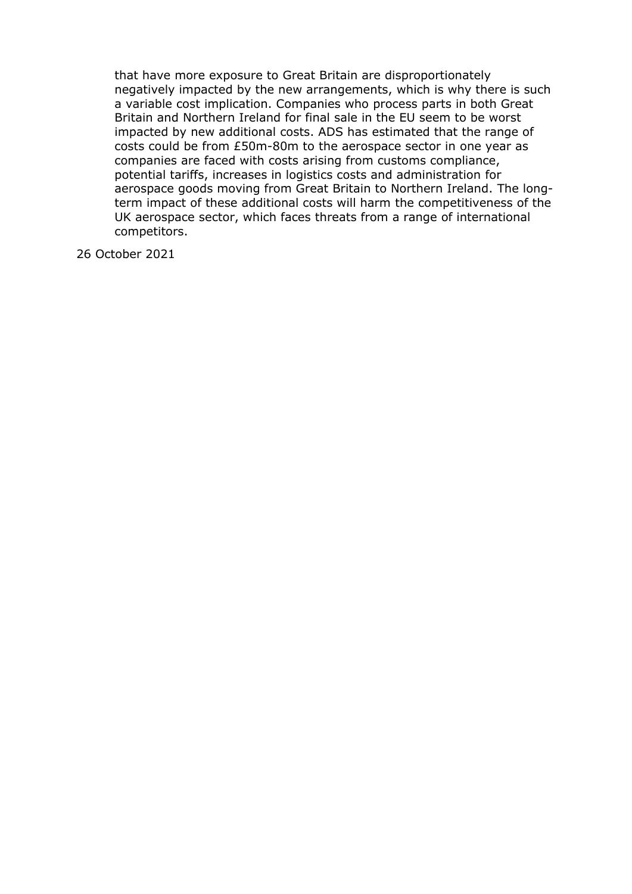that have more exposure to Great Britain are disproportionately negatively impacted by the new arrangements, which is why there is such a variable cost implication. Companies who process parts in both Great Britain and Northern Ireland for final sale in the EU seem to be worst impacted by new additional costs. ADS has estimated that the range of costs could be from £50m-80m to the aerospace sector in one year as companies are faced with costs arising from customs compliance, potential tariffs, increases in logistics costs and administration for aerospace goods moving from Great Britain to Northern Ireland. The long-term impact of these additional costs will harm the competitiveness of the UK aerospace sector, which faces threats from a range of international competitors.

26 October 2021